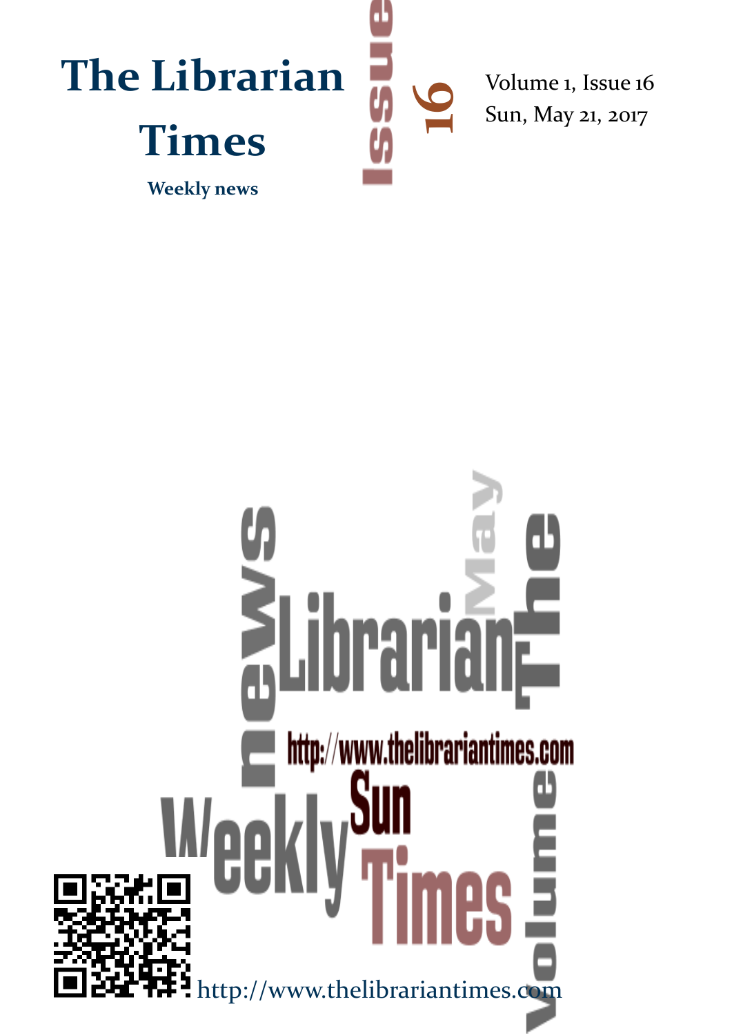# The Librarian Times

**Weekly news**

Issue 16

Volume 1, Issue 16
Sun, May 21, 2017

http://www.thelibrariantimes.com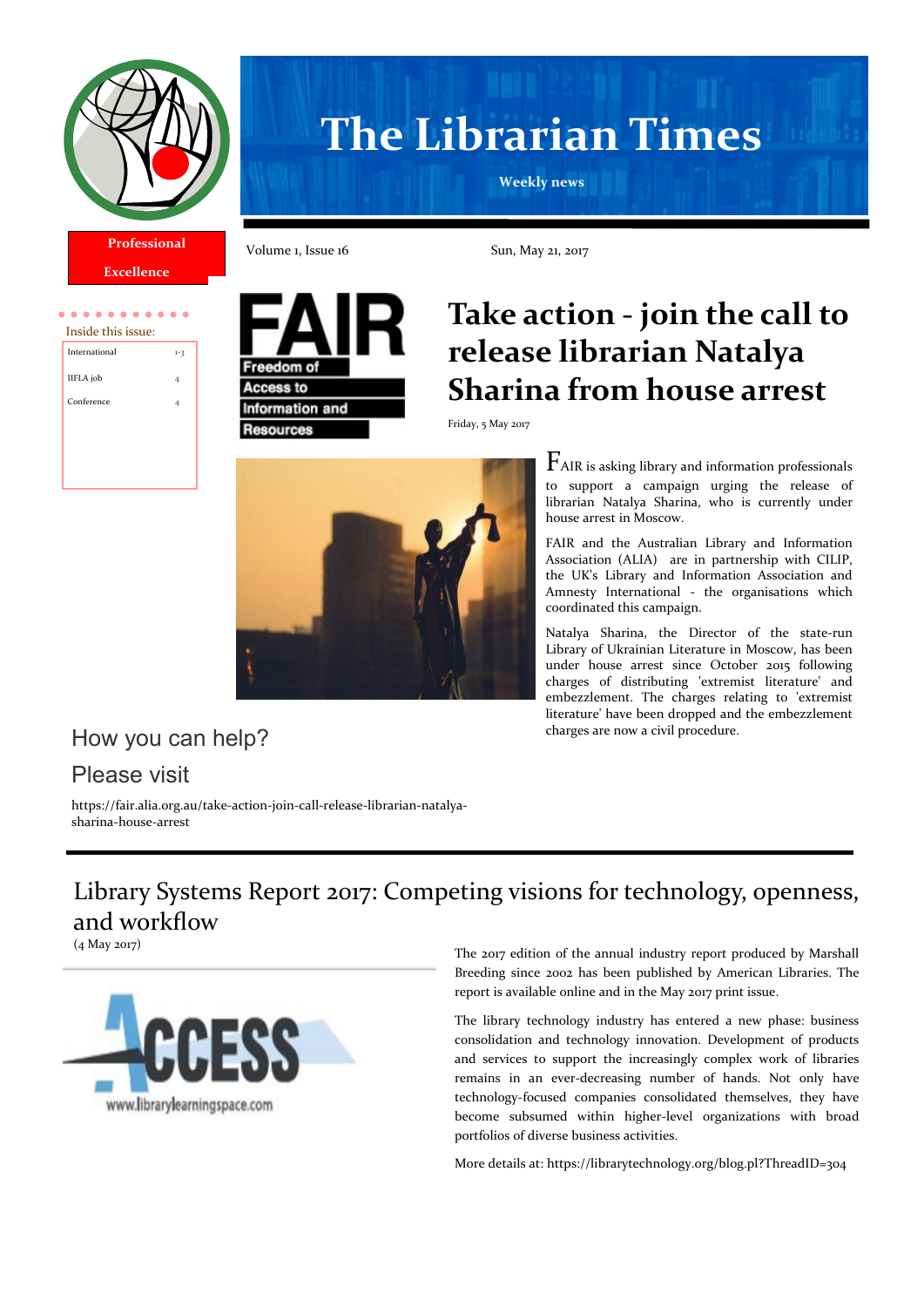# The Librarian Times

**Weekly news**

**Professional Excellence**

Volume 1, Issue 16

Sun, May 21, 2017

Inside this issue:

| | |
|---|---|
| International | 1-3 |
| IIFLA job | 4 |
| Conference | 4 |

FAIR
Freedom of Access to Information and Resources

## Take action - join the call to release librarian Natalya Sharina from house arrest

Friday, 5 May 2017

FAIR is asking library and information professionals to support a campaign urging the release of librarian Natalya Sharina, who is currently under house arrest in Moscow.

FAIR and the Australian Library and Information Association (ALIA) are in partnership with CILIP, the UK's Library and Information Association and Amnesty International - the organisations which coordinated this campaign.

Natalya Sharina, the Director of the state-run Library of Ukrainian Literature in Moscow, has been under house arrest since October 2015 following charges of distributing 'extremist literature' and embezzlement. The charges relating to 'extremist literature' have been dropped and the embezzlement charges are now a civil procedure.

How you can help?

Please visit

https://fair.alia.org.au/take-action-join-call-release-librarian-natalya-sharina-house-arrest

## Library Systems Report 2017: Competing visions for technology, openness, and workflow

(4 May 2017)

ACCESS
www.librarylearningspace.com

The 2017 edition of the annual industry report produced by Marshall Breeding since 2002 has been published by American Libraries. The report is available online and in the May 2017 print issue.

The library technology industry has entered a new phase: business consolidation and technology innovation. Development of products and services to support the increasingly complex work of libraries remains in an ever-decreasing number of hands. Not only have technology-focused companies consolidated themselves, they have become subsumed within higher-level organizations with broad portfolios of diverse business activities.

More details at: https://librarytechnology.org/blog.pl?ThreadID=304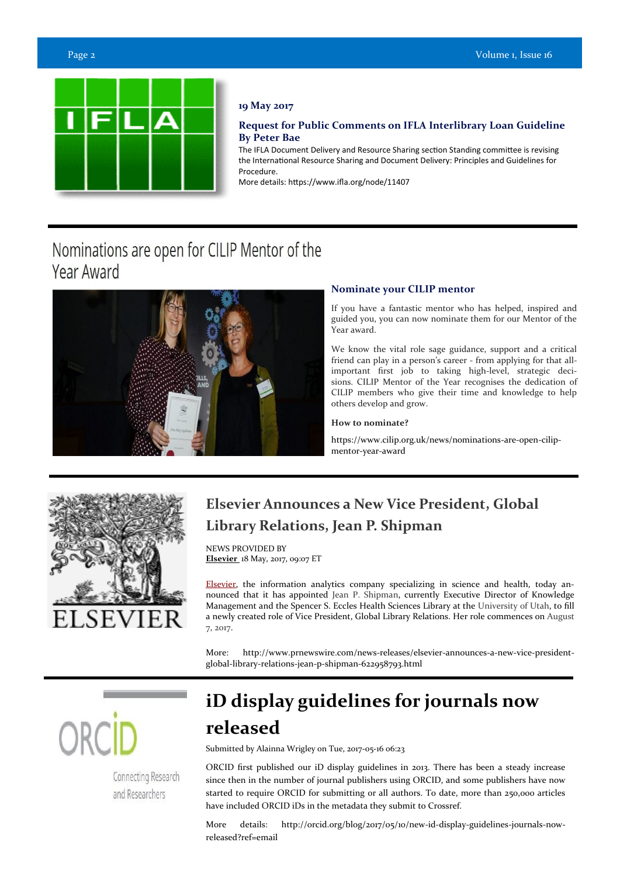**19 May 2017**

### Request for Public Comments on IFLA Interlibrary Loan Guideline By Peter Bae

The IFLA Document Delivery and Resource Sharing section Standing committee is revising the International Resource Sharing and Document Delivery: Principles and Guidelines for Procedure.
More details: https://www.ifla.org/node/11407

## Nominations are open for CILIP Mentor of the Year Award

### Nominate your CILIP mentor

If you have a fantastic mentor who has helped, inspired and guided you, you can now nominate them for our Mentor of the Year award.

We know the vital role sage guidance, support and a critical friend can play in a person's career - from applying for that all-important first job to taking high-level, strategic decisions. CILIP Mentor of the Year recognises the dedication of CILIP members who give their time and knowledge to help others develop and grow.

**How to nominate?**

https://www.cilip.org.uk/news/nominations-are-open-cilip-mentor-year-award

## Elsevier Announces a New Vice President, Global Library Relations, Jean P. Shipman

NEWS PROVIDED BY
**Elsevier** 18 May, 2017, 09:07 ET

Elsevier, the information analytics company specializing in science and health, today announced that it has appointed Jean P. Shipman, currently Executive Director of Knowledge Management and the Spencer S. Eccles Health Sciences Library at the University of Utah, to fill a newly created role of Vice President, Global Library Relations. Her role commences on August 7, 2017.

More: http://www.prnewswire.com/news-releases/elsevier-announces-a-new-vice-president-global-library-relations-jean-p-shipman-622958793.html

## iD display guidelines for journals now released

Submitted by Alainna Wrigley on Tue, 2017-05-16 06:23

ORCID first published our iD display guidelines in 2013. There has been a steady increase since then in the number of journal publishers using ORCID, and some publishers have now started to require ORCID for submitting or all authors. To date, more than 250,000 articles have included ORCID iDs in the metadata they submit to Crossref.

More details: http://orcid.org/blog/2017/05/10/new-id-display-guidelines-journals-now-released?ref=email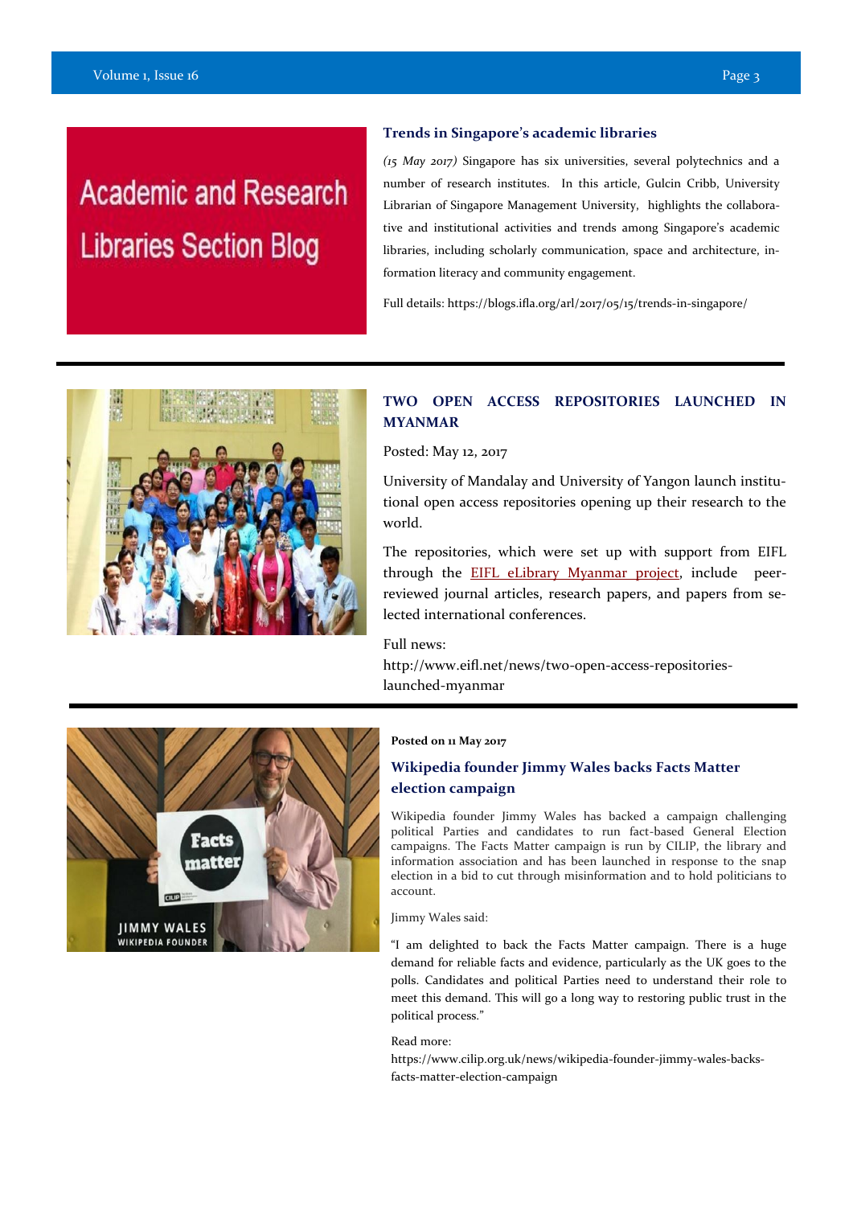## Trends in Singapore's academic libraries

*(15 May 2017)* Singapore has six universities, several polytechnics and a number of research institutes. In this article, Gulcin Cribb, University Librarian of Singapore Management University, highlights the collaborative and institutional activities and trends among Singapore's academic libraries, including scholarly communication, space and architecture, information literacy and community engagement.

Full details: https://blogs.ifla.org/arl/2017/05/15/trends-in-singapore/

---

## TWO OPEN ACCESS REPOSITORIES LAUNCHED IN MYANMAR

Posted: May 12, 2017

University of Mandalay and University of Yangon launch institutional open access repositories opening up their research to the world.

The repositories, which were set up with support from EIFL through the EIFL eLibrary Myanmar project, include peer-reviewed journal articles, research papers, and papers from selected international conferences.

Full news:
http://www.eifl.net/news/two-open-access-repositories-launched-myanmar

---

**Posted on 11 May 2017**

## Wikipedia founder Jimmy Wales backs Facts Matter election campaign

Wikipedia founder Jimmy Wales has backed a campaign challenging political Parties and candidates to run fact-based General Election campaigns. The Facts Matter campaign is run by CILIP, the library and information association and has been launched in response to the snap election in a bid to cut through misinformation and to hold politicians to account.

Jimmy Wales said:

"I am delighted to back the Facts Matter campaign. There is a huge demand for reliable facts and evidence, particularly as the UK goes to the polls. Candidates and political Parties need to understand their role to meet this demand. This will go a long way to restoring public trust in the political process."

Read more:
https://www.cilip.org.uk/news/wikipedia-founder-jimmy-wales-backs-facts-matter-election-campaign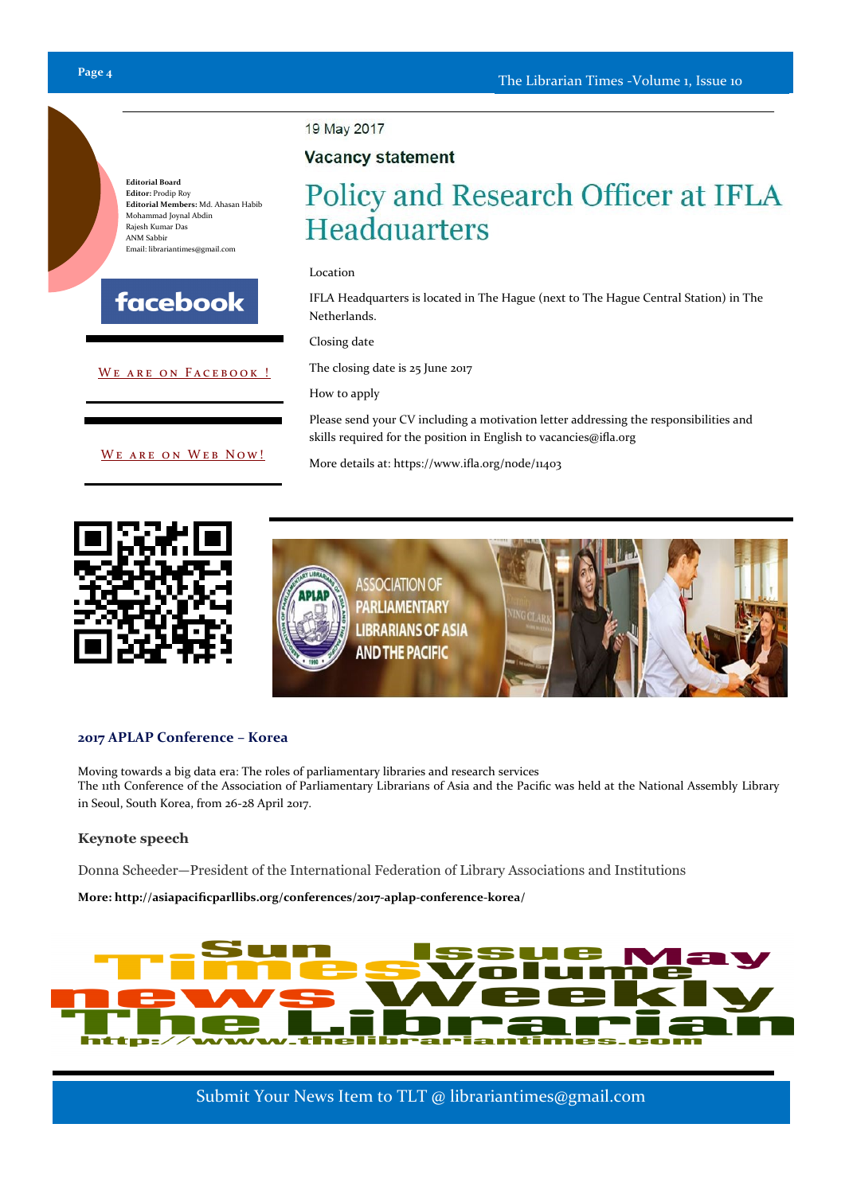**Editorial Board**
**Editor:** Prodip Roy
**Editorial Members:** Md. Ahasan Habib
Mohammad Joynal Abdin
Rajesh Kumar Das
ANM Sabbir
Email: librariantimes@gmail.com

facebook

We are on Facebook !

We are on Web Now!

19 May 2017

**Vacancy statement**

# Policy and Research Officer at IFLA Headquarters

Location

IFLA Headquarters is located in The Hague (next to The Hague Central Station) in The Netherlands.

Closing date

The closing date is 25 June 2017

How to apply

Please send your CV including a motivation letter addressing the responsibilities and skills required for the position in English to vacancies@ifla.org

More details at: https://www.ifla.org/node/11403

ASSOCIATION OF PARLIAMENTARY LIBRARIANS OF ASIA AND THE PACIFIC

## 2017 APLAP Conference – Korea

Moving towards a big data era: The roles of parliamentary libraries and research services
The 11th Conference of the Association of Parliamentary Librarians of Asia and the Pacific was held at the National Assembly Library in Seoul, South Korea, from 26-28 April 2017.

### Keynote speech

Donna Scheeder—President of the International Federation of Library Associations and Institutions

**More: http://asiapacificparllibs.org/conferences/2017-aplap-conference-korea/**

Sun Issue May Times Volume news Weekly The Librarian http://www.thelibrariantimes.com

Submit Your News Item to TLT @ librariantimes@gmail.com